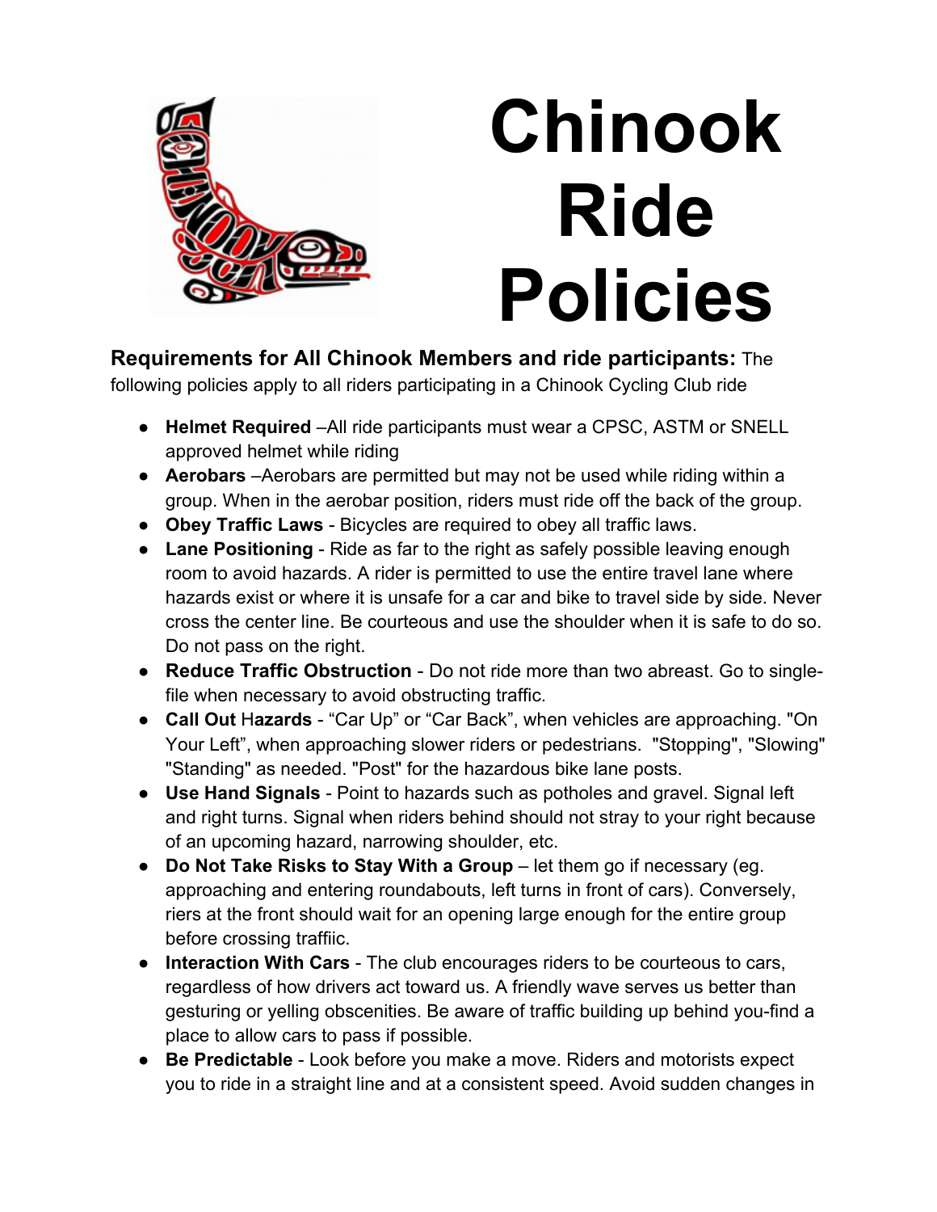# Chinook Ride Policies

**Requirements for All Chinook Members and ride participants:** The following policies apply to all riders participating in a Chinook Cycling Club ride

- **Helmet Required** –All ride participants must wear a CPSC, ASTM or SNELL approved helmet while riding
- **Aerobars** –Aerobars are permitted but may not be used while riding within a group. When in the aerobar position, riders must ride off the back of the group.
- **Obey Traffic Laws** - Bicycles are required to obey all traffic laws.
- **Lane Positioning** - Ride as far to the right as safely possible leaving enough room to avoid hazards. A rider is permitted to use the entire travel lane where hazards exist or where it is unsafe for a car and bike to travel side by side. Never cross the center line. Be courteous and use the shoulder when it is safe to do so. Do not pass on the right.
- **Reduce Traffic Obstruction** - Do not ride more than two abreast. Go to single-file when necessary to avoid obstructing traffic.
- **Call Out** H**azards** - “Car Up” or “Car Back”, when vehicles are approaching. "On Your Left”, when approaching slower riders or pedestrians. "Stopping", "Slowing" "Standing" as needed. "Post" for the hazardous bike lane posts.
- **Use Hand Signals** - Point to hazards such as potholes and gravel. Signal left and right turns. Signal when riders behind should not stray to your right because of an upcoming hazard, narrowing shoulder, etc.
- **Do Not Take Risks to Stay With a Group** – let them go if necessary (eg. approaching and entering roundabouts, left turns in front of cars). Conversely, riers at the front should wait for an opening large enough for the entire group before crossing traffiic.
- **Interaction With Cars** - The club encourages riders to be courteous to cars, regardless of how drivers act toward us. A friendly wave serves us better than gesturing or yelling obscenities. Be aware of traffic building up behind you-find a place to allow cars to pass if possible.
- **Be Predictable** - Look before you make a move. Riders and motorists expect you to ride in a straight line and at a consistent speed. Avoid sudden changes in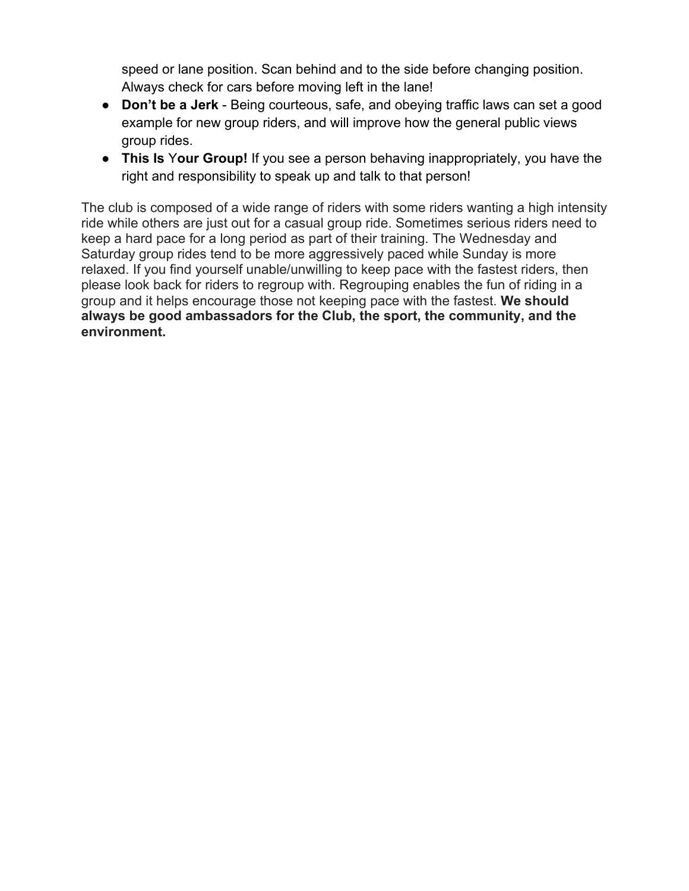speed or lane position. Scan behind and to the side before changing position. Always check for cars before moving left in the lane!

- **Don't be a Jerk** - Being courteous, safe, and obeying traffic laws can set a good example for new group riders, and will improve how the general public views group rides.
- **This Is Your Group!** If you see a person behaving inappropriately, you have the right and responsibility to speak up and talk to that person!

The club is composed of a wide range of riders with some riders wanting a high intensity ride while others are just out for a casual group ride. Sometimes serious riders need to keep a hard pace for a long period as part of their training. The Wednesday and Saturday group rides tend to be more aggressively paced while Sunday is more relaxed. If you find yourself unable/unwilling to keep pace with the fastest riders, then please look back for riders to regroup with. Regrouping enables the fun of riding in a group and it helps encourage those not keeping pace with the fastest. **We should always be good ambassadors for the Club, the sport, the community, and the environment.**